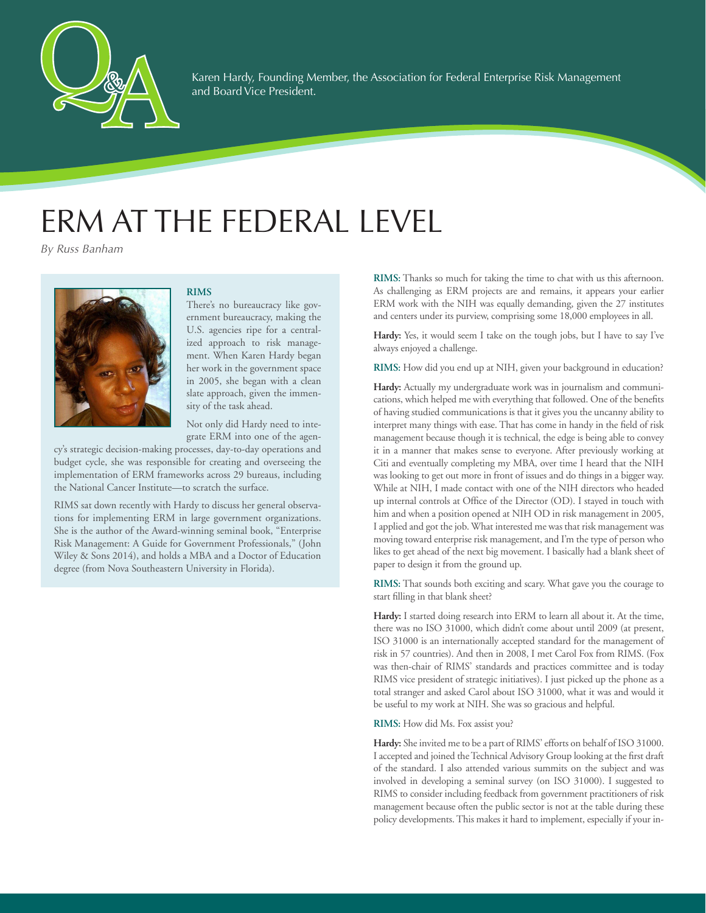Karen Hardy, Founding Member, the Association for Federal Enterprise Risk Management and Board Vice President.

# ERM AT THE FEDERAL LEVEL

*By Russ Banham*

**RIMS**

There's no bureaucracy like government bureaucracy, making the U.S. agencies ripe for a centralized approach to risk management. When Karen Hardy began her work in the government space in 2005, she began with a clean slate approach, given the immensity of the task ahead.

Not only did Hardy need to integrate ERM into one of the agency's strategic decision-making processes, day-to-day operations and budget cycle, she was responsible for creating and overseeing the implementation of ERM frameworks across 29 bureaus, including the National Cancer Institute—to scratch the surface.

RIMS sat down recently with Hardy to discuss her general observations for implementing ERM in large government organizations. She is the author of the Award-winning seminal book, "Enterprise Risk Management: A Guide for Government Professionals," (John Wiley & Sons 2014), and holds a MBA and a Doctor of Education degree (from Nova Southeastern University in Florida).

**RIMS:** Thanks so much for taking the time to chat with us this afternoon. As challenging as ERM projects are and remains, it appears your earlier ERM work with the NIH was equally demanding, given the 27 institutes and centers under its purview, comprising some 18,000 employees in all.

**Hardy:** Yes, it would seem I take on the tough jobs, but I have to say I've always enjoyed a challenge.

**RIMS:** How did you end up at NIH, given your background in education?

**Hardy:** Actually my undergraduate work was in journalism and communications, which helped me with everything that followed. One of the benefits of having studied communications is that it gives you the uncanny ability to interpret many things with ease. That has come in handy in the field of risk management because though it is technical, the edge is being able to convey it in a manner that makes sense to everyone. After previously working at Citi and eventually completing my MBA, over time I heard that the NIH was looking to get out more in front of issues and do things in a bigger way. While at NIH, I made contact with one of the NIH directors who headed up internal controls at Office of the Director (OD). I stayed in touch with him and when a position opened at NIH OD in risk management in 2005, I applied and got the job. What interested me was that risk management was moving toward enterprise risk management, and I'm the type of person who likes to get ahead of the next big movement. I basically had a blank sheet of paper to design it from the ground up.

**RIMS:** That sounds both exciting and scary. What gave you the courage to start filling in that blank sheet?

**Hardy:** I started doing research into ERM to learn all about it. At the time, there was no ISO 31000, which didn't come about until 2009 (at present, ISO 31000 is an internationally accepted standard for the management of risk in 57 countries). And then in 2008, I met Carol Fox from RIMS. (Fox was then-chair of RIMS' standards and practices committee and is today RIMS vice president of strategic initiatives). I just picked up the phone as a total stranger and asked Carol about ISO 31000, what it was and would it be useful to my work at NIH. She was so gracious and helpful.

**RIMS:** How did Ms. Fox assist you?

**Hardy:** She invited me to be a part of RIMS' efforts on behalf of ISO 31000. I accepted and joined the Technical Advisory Group looking at the first draft of the standard. I also attended various summits on the subject and was involved in developing a seminal survey (on ISO 31000). I suggested to RIMS to consider including feedback from government practitioners of risk management because often the public sector is not at the table during these policy developments. This makes it hard to implement, especially if your in-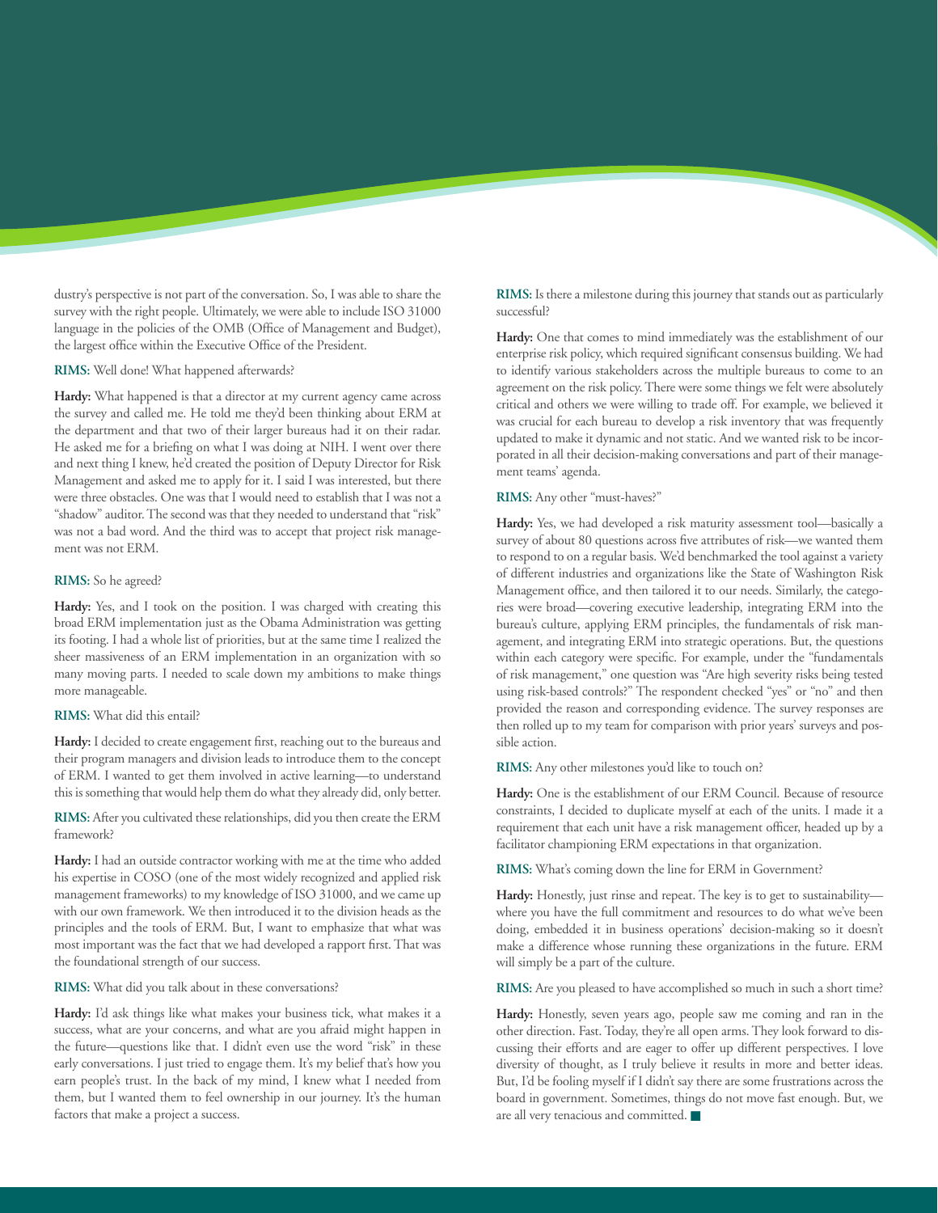dustry's perspective is not part of the conversation. So, I was able to share the survey with the right people. Ultimately, we were able to include ISO 31000 language in the policies of the OMB (Office of Management and Budget), the largest office within the Executive Office of the President.

**RIMS:** Well done! What happened afterwards?

**Hardy:** What happened is that a director at my current agency came across the survey and called me. He told me they'd been thinking about ERM at the department and that two of their larger bureaus had it on their radar. He asked me for a briefing on what I was doing at NIH. I went over there and next thing I knew, he'd created the position of Deputy Director for Risk Management and asked me to apply for it. I said I was interested, but there were three obstacles. One was that I would need to establish that I was not a "shadow" auditor. The second was that they needed to understand that "risk" was not a bad word. And the third was to accept that project risk management was not ERM.

**RIMS:** So he agreed?

**Hardy:** Yes, and I took on the position. I was charged with creating this broad ERM implementation just as the Obama Administration was getting its footing. I had a whole list of priorities, but at the same time I realized the sheer massiveness of an ERM implementation in an organization with so many moving parts. I needed to scale down my ambitions to make things more manageable.

**RIMS:** What did this entail?

**Hardy:** I decided to create engagement first, reaching out to the bureaus and their program managers and division leads to introduce them to the concept of ERM. I wanted to get them involved in active learning—to understand this is something that would help them do what they already did, only better.

**RIMS:** After you cultivated these relationships, did you then create the ERM framework?

**Hardy:** I had an outside contractor working with me at the time who added his expertise in COSO (one of the most widely recognized and applied risk management frameworks) to my knowledge of ISO 31000, and we came up with our own framework. We then introduced it to the division heads as the principles and the tools of ERM. But, I want to emphasize that what was most important was the fact that we had developed a rapport first. That was the foundational strength of our success.

**RIMS:** What did you talk about in these conversations?

**Hardy:** I'd ask things like what makes your business tick, what makes it a success, what are your concerns, and what are you afraid might happen in the future—questions like that. I didn't even use the word "risk" in these early conversations. I just tried to engage them. It's my belief that's how you earn people's trust. In the back of my mind, I knew what I needed from them, but I wanted them to feel ownership in our journey. It's the human factors that make a project a success.

**RIMS:** Is there a milestone during this journey that stands out as particularly successful?

**Hardy:** One that comes to mind immediately was the establishment of our enterprise risk policy, which required significant consensus building. We had to identify various stakeholders across the multiple bureaus to come to an agreement on the risk policy. There were some things we felt were absolutely critical and others we were willing to trade off. For example, we believed it was crucial for each bureau to develop a risk inventory that was frequently updated to make it dynamic and not static. And we wanted risk to be incorporated in all their decision-making conversations and part of their management teams' agenda.

**RIMS:** Any other "must-haves?"

**Hardy:** Yes, we had developed a risk maturity assessment tool—basically a survey of about 80 questions across five attributes of risk—we wanted them to respond to on a regular basis. We'd benchmarked the tool against a variety of different industries and organizations like the State of Washington Risk Management office, and then tailored it to our needs. Similarly, the categories were broad—covering executive leadership, integrating ERM into the bureau's culture, applying ERM principles, the fundamentals of risk management, and integrating ERM into strategic operations. But, the questions within each category were specific. For example, under the "fundamentals of risk management," one question was "Are high severity risks being tested using risk-based controls?" The respondent checked "yes" or "no" and then provided the reason and corresponding evidence. The survey responses are then rolled up to my team for comparison with prior years' surveys and possible action.

**RIMS:** Any other milestones you'd like to touch on?

**Hardy:** One is the establishment of our ERM Council. Because of resource constraints, I decided to duplicate myself at each of the units. I made it a requirement that each unit have a risk management officer, headed up by a facilitator championing ERM expectations in that organization.

**RIMS:** What's coming down the line for ERM in Government?

**Hardy:** Honestly, just rinse and repeat. The key is to get to sustainability—where you have the full commitment and resources to do what we've been doing, embedded it in business operations' decision-making so it doesn't make a difference whose running these organizations in the future. ERM will simply be a part of the culture.

**RIMS:** Are you pleased to have accomplished so much in such a short time?

**Hardy:** Honestly, seven years ago, people saw me coming and ran in the other direction. Fast. Today, they're all open arms. They look forward to discussing their efforts and are eager to offer up different perspectives. I love diversity of thought, as I truly believe it results in more and better ideas. But, I'd be fooling myself if I didn't say there are some frustrations across the board in government. Sometimes, things do not move fast enough. But, we are all very tenacious and committed. ■